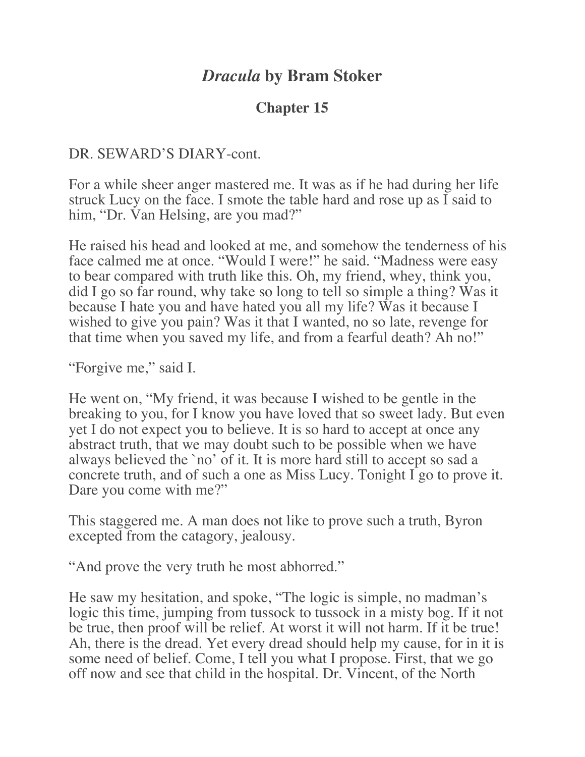# *Dracula* by Bram Stoker

## Chapter 15

DR. SEWARD'S DIARY-cont.

For a while sheer anger mastered me. It was as if he had during her life struck Lucy on the face. I smote the table hard and rose up as I said to him, "Dr. Van Helsing, are you mad?"

He raised his head and looked at me, and somehow the tenderness of his face calmed me at once. "Would I were!" he said. "Madness were easy to bear compared with truth like this. Oh, my friend, whey, think you, did I go so far round, why take so long to tell so simple a thing? Was it because I hate you and have hated you all my life? Was it because I wished to give you pain? Was it that I wanted, no so late, revenge for that time when you saved my life, and from a fearful death? Ah no!"

"Forgive me," said I.

He went on, "My friend, it was because I wished to be gentle in the breaking to you, for I know you have loved that so sweet lady. But even yet I do not expect you to believe. It is so hard to accept at once any abstract truth, that we may doubt such to be possible when we have always believed the `no' of it. It is more hard still to accept so sad a concrete truth, and of such a one as Miss Lucy. Tonight I go to prove it. Dare you come with me?"

This staggered me. A man does not like to prove such a truth, Byron excepted from the catagory, jealousy.

"And prove the very truth he most abhorred."

He saw my hesitation, and spoke, "The logic is simple, no madman's logic this time, jumping from tussock to tussock in a misty bog. If it not be true, then proof will be relief. At worst it will not harm. If it be true! Ah, there is the dread. Yet every dread should help my cause, for in it is some need of belief. Come, I tell you what I propose. First, that we go off now and see that child in the hospital. Dr. Vincent, of the North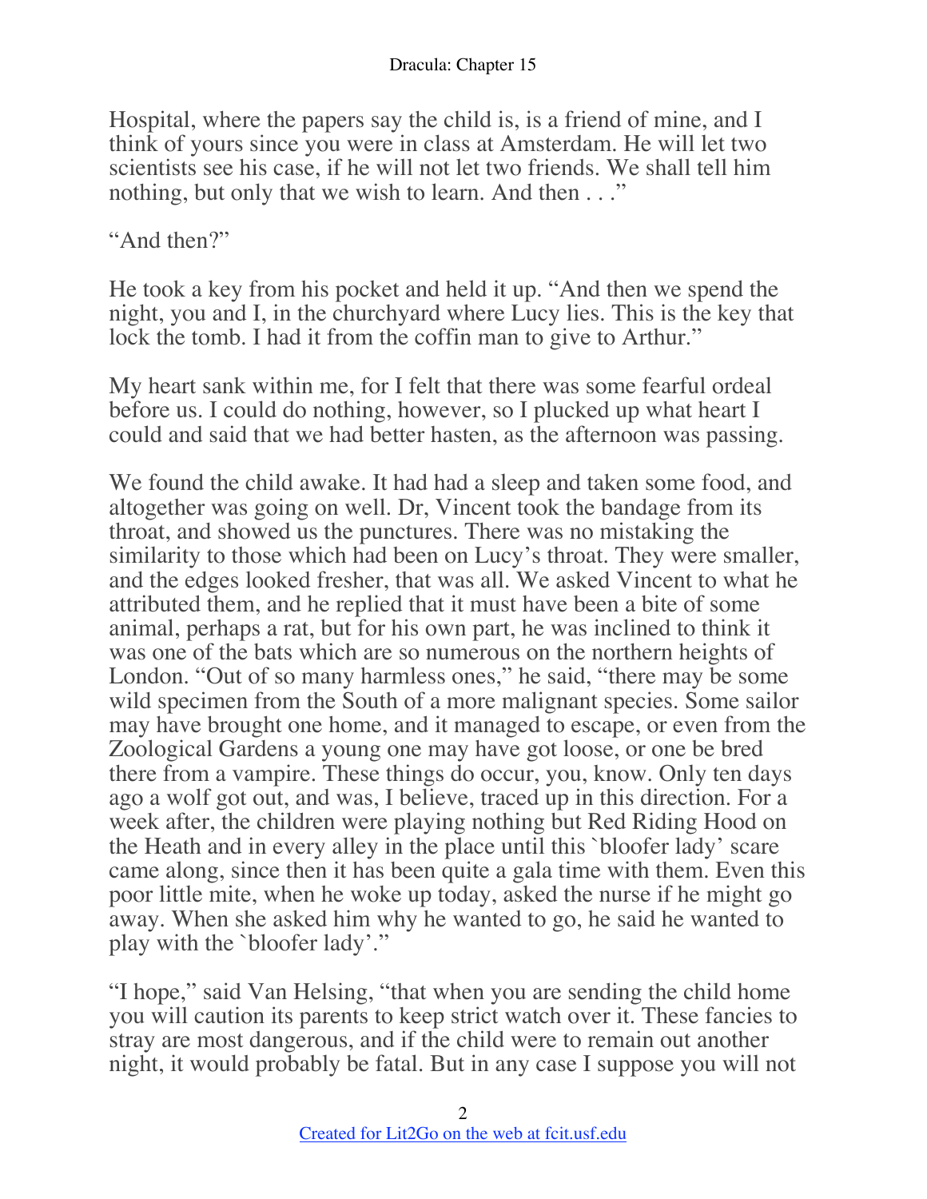Hospital, where the papers say the child is, is a friend of mine, and I think of yours since you were in class at Amsterdam. He will let two scientists see his case, if he will not let two friends. We shall tell him nothing, but only that we wish to learn. And then . . ."

"And then?"

He took a key from his pocket and held it up. "And then we spend the night, you and I, in the churchyard where Lucy lies. This is the key that lock the tomb. I had it from the coffin man to give to Arthur."

My heart sank within me, for I felt that there was some fearful ordeal before us. I could do nothing, however, so I plucked up what heart I could and said that we had better hasten, as the afternoon was passing.

We found the child awake. It had had a sleep and taken some food, and altogether was going on well. Dr, Vincent took the bandage from its throat, and showed us the punctures. There was no mistaking the similarity to those which had been on Lucy's throat. They were smaller, and the edges looked fresher, that was all. We asked Vincent to what he attributed them, and he replied that it must have been a bite of some animal, perhaps a rat, but for his own part, he was inclined to think it was one of the bats which are so numerous on the northern heights of London. "Out of so many harmless ones," he said, "there may be some wild specimen from the South of a more malignant species. Some sailor may have brought one home, and it managed to escape, or even from the Zoological Gardens a young one may have got loose, or one be bred there from a vampire. These things do occur, you, know. Only ten days ago a wolf got out, and was, I believe, traced up in this direction. For a week after, the children were playing nothing but Red Riding Hood on the Heath and in every alley in the place until this `bloofer lady' scare came along, since then it has been quite a gala time with them. Even this poor little mite, when he woke up today, asked the nurse if he might go away. When she asked him why he wanted to go, he said he wanted to play with the `bloofer lady'."

"I hope," said Van Helsing, "that when you are sending the child home you will caution its parents to keep strict watch over it. These fancies to stray are most dangerous, and if the child were to remain out another night, it would probably be fatal. But in any case I suppose you will not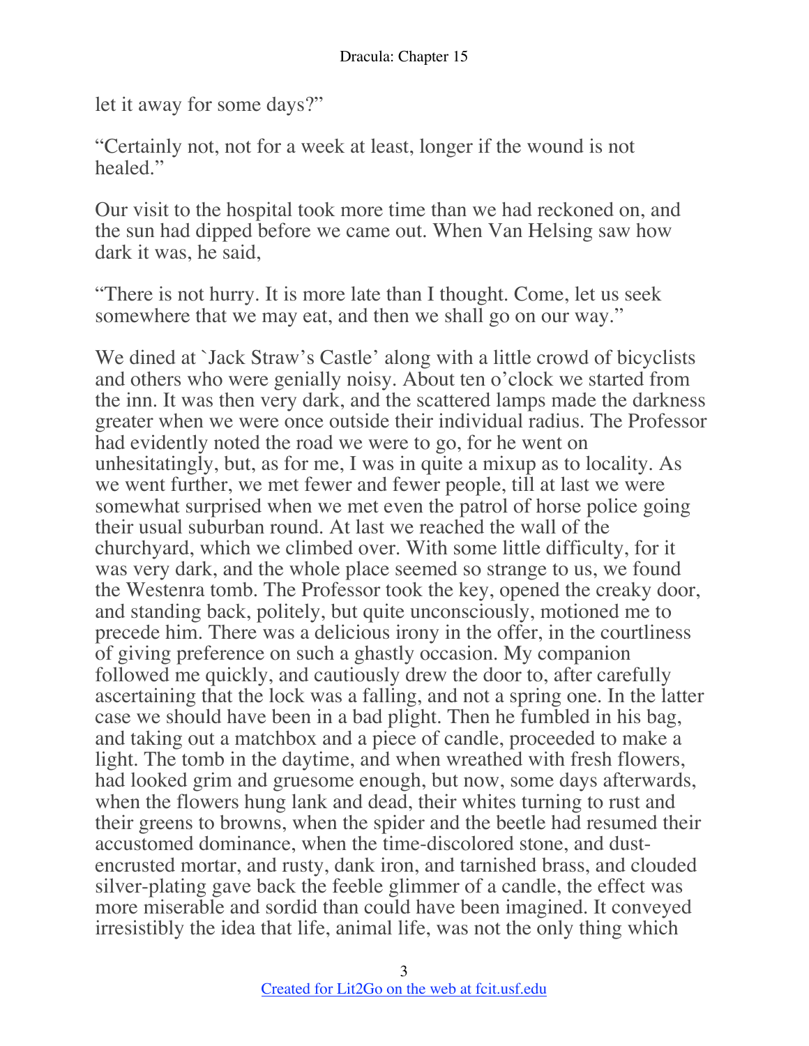let it away for some days?"

"Certainly not, not for a week at least, longer if the wound is not healed."

Our visit to the hospital took more time than we had reckoned on, and the sun had dipped before we came out. When Van Helsing saw how dark it was, he said,

"There is not hurry. It is more late than I thought. Come, let us seek somewhere that we may eat, and then we shall go on our way."

We dined at `Jack Straw's Castle' along with a little crowd of bicyclists and others who were genially noisy. About ten o'clock we started from the inn. It was then very dark, and the scattered lamps made the darkness greater when we were once outside their individual radius. The Professor had evidently noted the road we were to go, for he went on unhesitatingly, but, as for me, I was in quite a mixup as to locality. As we went further, we met fewer and fewer people, till at last we were somewhat surprised when we met even the patrol of horse police going their usual suburban round. At last we reached the wall of the churchyard, which we climbed over. With some little difficulty, for it was very dark, and the whole place seemed so strange to us, we found the Westenra tomb. The Professor took the key, opened the creaky door, and standing back, politely, but quite unconsciously, motioned me to precede him. There was a delicious irony in the offer, in the courtliness of giving preference on such a ghastly occasion. My companion followed me quickly, and cautiously drew the door to, after carefully ascertaining that the lock was a falling, and not a spring one. In the latter case we should have been in a bad plight. Then he fumbled in his bag, and taking out a matchbox and a piece of candle, proceeded to make a light. The tomb in the daytime, and when wreathed with fresh flowers, had looked grim and gruesome enough, but now, some days afterwards, when the flowers hung lank and dead, their whites turning to rust and their greens to browns, when the spider and the beetle had resumed their accustomed dominance, when the time-discolored stone, and dust-encrusted mortar, and rusty, dank iron, and tarnished brass, and clouded silver-plating gave back the feeble glimmer of a candle, the effect was more miserable and sordid than could have been imagined. It conveyed irresistibly the idea that life, animal life, was not the only thing which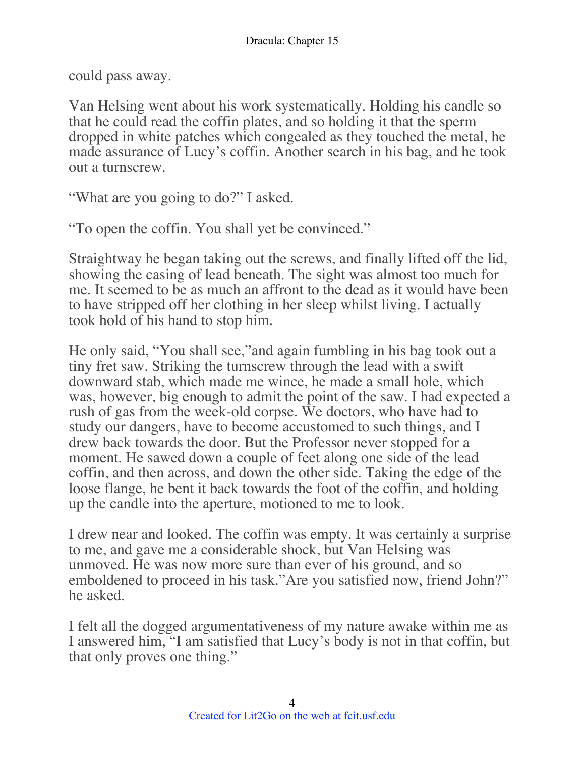could pass away.

Van Helsing went about his work systematically. Holding his candle so that he could read the coffin plates, and so holding it that the sperm dropped in white patches which congealed as they touched the metal, he made assurance of Lucy's coffin. Another search in his bag, and he took out a turnscrew.

"What are you going to do?" I asked.

"To open the coffin. You shall yet be convinced."

Straightway he began taking out the screws, and finally lifted off the lid, showing the casing of lead beneath. The sight was almost too much for me. It seemed to be as much an affront to the dead as it would have been to have stripped off her clothing in her sleep whilst living. I actually took hold of his hand to stop him.

He only said, "You shall see,"and again fumbling in his bag took out a tiny fret saw. Striking the turnscrew through the lead with a swift downward stab, which made me wince, he made a small hole, which was, however, big enough to admit the point of the saw. I had expected a rush of gas from the week-old corpse. We doctors, who have had to study our dangers, have to become accustomed to such things, and I drew back towards the door. But the Professor never stopped for a moment. He sawed down a couple of feet along one side of the lead coffin, and then across, and down the other side. Taking the edge of the loose flange, he bent it back towards the foot of the coffin, and holding up the candle into the aperture, motioned to me to look.

I drew near and looked. The coffin was empty. It was certainly a surprise to me, and gave me a considerable shock, but Van Helsing was unmoved. He was now more sure than ever of his ground, and so emboldened to proceed in his task."Are you satisfied now, friend John?" he asked.

I felt all the dogged argumentativeness of my nature awake within me as I answered him, "I am satisfied that Lucy's body is not in that coffin, but that only proves one thing."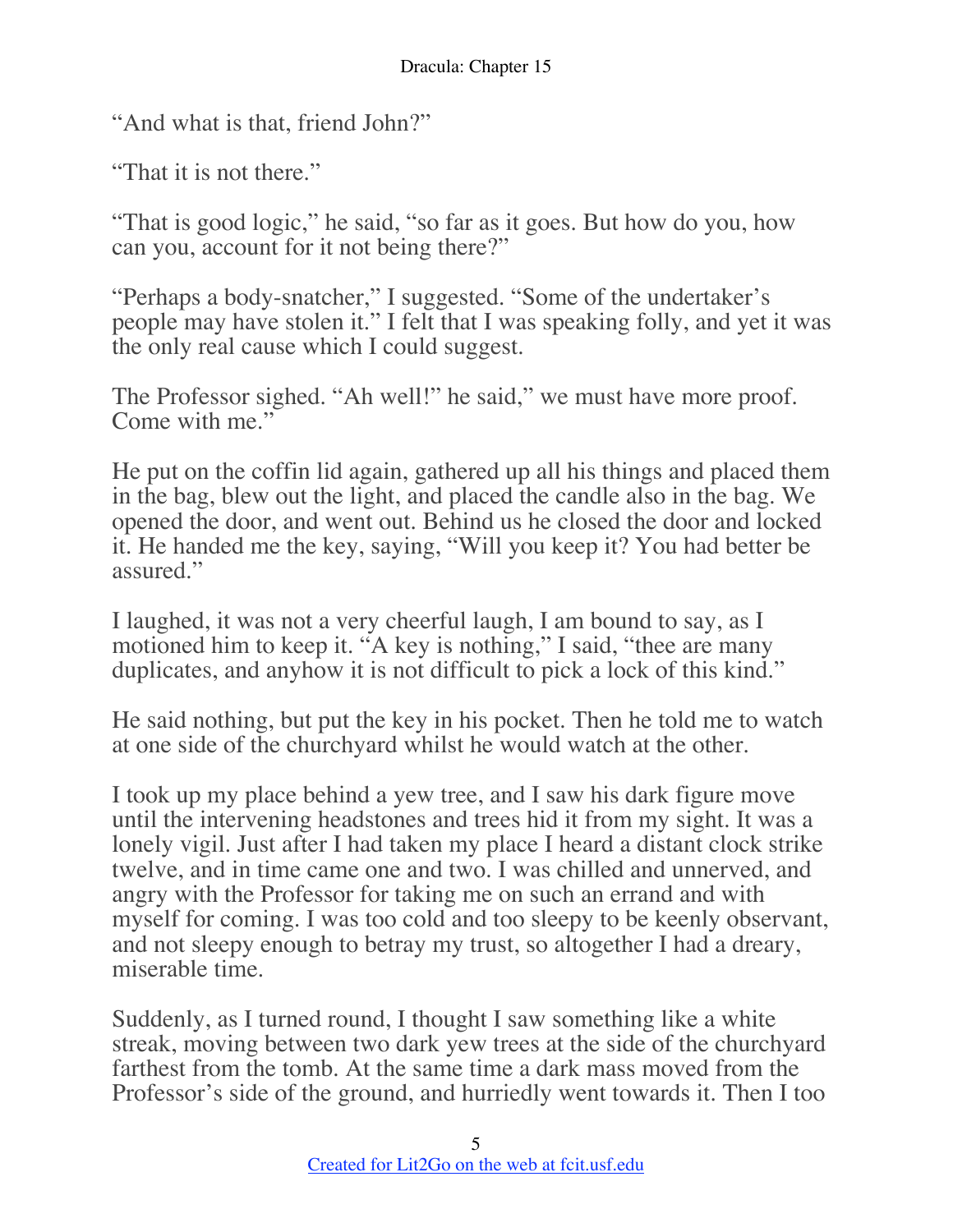"And what is that, friend John?"

"That it is not there."

"That is good logic," he said, "so far as it goes. But how do you, how can you, account for it not being there?"

"Perhaps a body-snatcher," I suggested. "Some of the undertaker's people may have stolen it." I felt that I was speaking folly, and yet it was the only real cause which I could suggest.

The Professor sighed. "Ah well!" he said," we must have more proof. Come with me."

He put on the coffin lid again, gathered up all his things and placed them in the bag, blew out the light, and placed the candle also in the bag. We opened the door, and went out. Behind us he closed the door and locked it. He handed me the key, saying, "Will you keep it? You had better be assured."

I laughed, it was not a very cheerful laugh, I am bound to say, as I motioned him to keep it. "A key is nothing," I said, "thee are many duplicates, and anyhow it is not difficult to pick a lock of this kind."

He said nothing, but put the key in his pocket. Then he told me to watch at one side of the churchyard whilst he would watch at the other.

I took up my place behind a yew tree, and I saw his dark figure move until the intervening headstones and trees hid it from my sight. It was a lonely vigil. Just after I had taken my place I heard a distant clock strike twelve, and in time came one and two. I was chilled and unnerved, and angry with the Professor for taking me on such an errand and with myself for coming. I was too cold and too sleepy to be keenly observant, and not sleepy enough to betray my trust, so altogether I had a dreary, miserable time.

Suddenly, as I turned round, I thought I saw something like a white streak, moving between two dark yew trees at the side of the churchyard farthest from the tomb. At the same time a dark mass moved from the Professor's side of the ground, and hurriedly went towards it. Then I too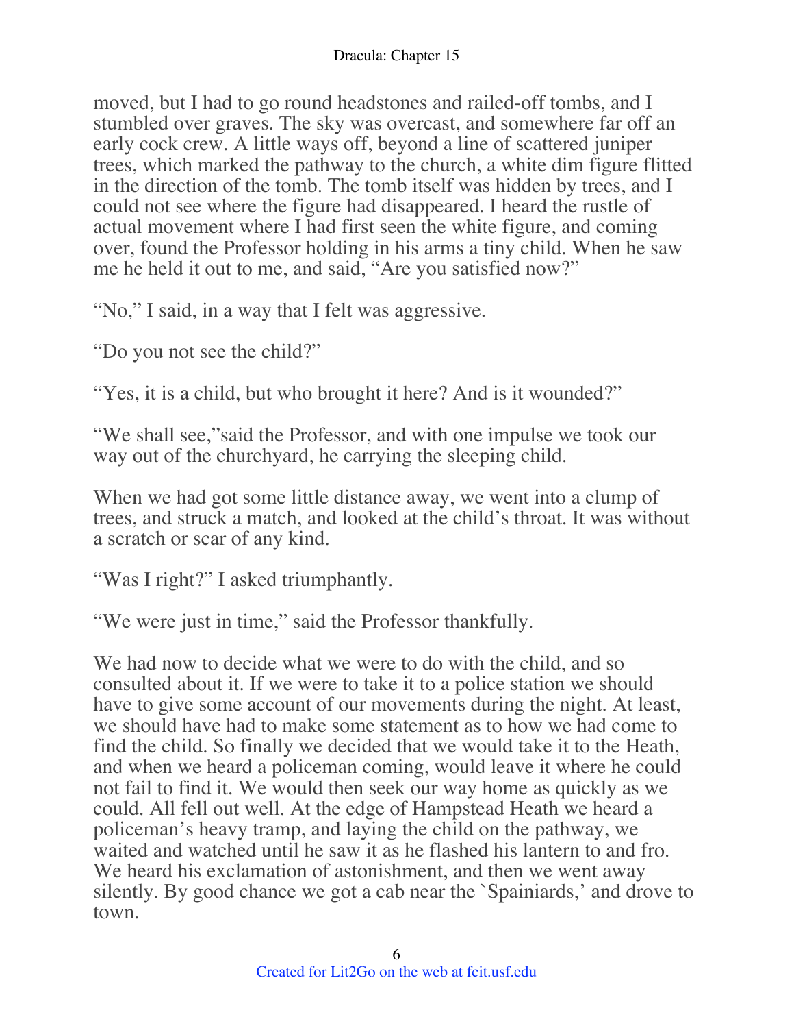moved, but I had to go round headstones and railed-off tombs, and I stumbled over graves. The sky was overcast, and somewhere far off an early cock crew. A little ways off, beyond a line of scattered juniper trees, which marked the pathway to the church, a white dim figure flitted in the direction of the tomb. The tomb itself was hidden by trees, and I could not see where the figure had disappeared. I heard the rustle of actual movement where I had first seen the white figure, and coming over, found the Professor holding in his arms a tiny child. When he saw me he held it out to me, and said, "Are you satisfied now?"

"No," I said, in a way that I felt was aggressive.

"Do you not see the child?"

"Yes, it is a child, but who brought it here? And is it wounded?"

"We shall see,"said the Professor, and with one impulse we took our way out of the churchyard, he carrying the sleeping child.

When we had got some little distance away, we went into a clump of trees, and struck a match, and looked at the child's throat. It was without a scratch or scar of any kind.

"Was I right?" I asked triumphantly.

"We were just in time," said the Professor thankfully.

We had now to decide what we were to do with the child, and so consulted about it. If we were to take it to a police station we should have to give some account of our movements during the night. At least, we should have had to make some statement as to how we had come to find the child. So finally we decided that we would take it to the Heath, and when we heard a policeman coming, would leave it where he could not fail to find it. We would then seek our way home as quickly as we could. All fell out well. At the edge of Hampstead Heath we heard a policeman's heavy tramp, and laying the child on the pathway, we waited and watched until he saw it as he flashed his lantern to and fro. We heard his exclamation of astonishment, and then we went away silently. By good chance we got a cab near the `Spainiards,' and drove to town.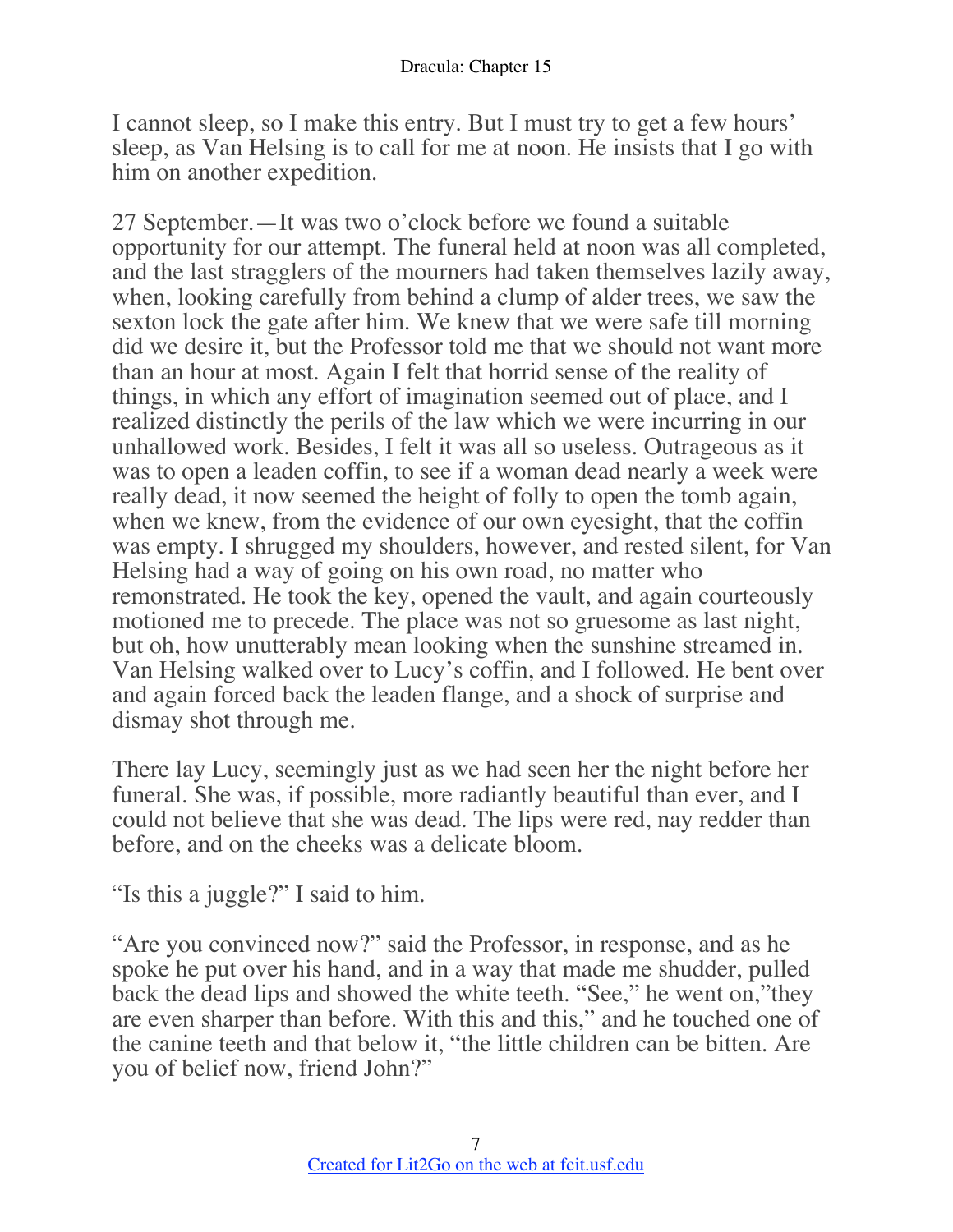I cannot sleep, so I make this entry. But I must try to get a few hours' sleep, as Van Helsing is to call for me at noon. He insists that I go with him on another expedition.

27 September.—It was two o'clock before we found a suitable opportunity for our attempt. The funeral held at noon was all completed, and the last stragglers of the mourners had taken themselves lazily away, when, looking carefully from behind a clump of alder trees, we saw the sexton lock the gate after him. We knew that we were safe till morning did we desire it, but the Professor told me that we should not want more than an hour at most. Again I felt that horrid sense of the reality of things, in which any effort of imagination seemed out of place, and I realized distinctly the perils of the law which we were incurring in our unhallowed work. Besides, I felt it was all so useless. Outrageous as it was to open a leaden coffin, to see if a woman dead nearly a week were really dead, it now seemed the height of folly to open the tomb again, when we knew, from the evidence of our own eyesight, that the coffin was empty. I shrugged my shoulders, however, and rested silent, for Van Helsing had a way of going on his own road, no matter who remonstrated. He took the key, opened the vault, and again courteously motioned me to precede. The place was not so gruesome as last night, but oh, how unutterably mean looking when the sunshine streamed in. Van Helsing walked over to Lucy's coffin, and I followed. He bent over and again forced back the leaden flange, and a shock of surprise and dismay shot through me.

There lay Lucy, seemingly just as we had seen her the night before her funeral. She was, if possible, more radiantly beautiful than ever, and I could not believe that she was dead. The lips were red, nay redder than before, and on the cheeks was a delicate bloom.

"Is this a juggle?" I said to him.

"Are you convinced now?" said the Professor, in response, and as he spoke he put over his hand, and in a way that made me shudder, pulled back the dead lips and showed the white teeth. "See," he went on,"they are even sharper than before. With this and this," and he touched one of the canine teeth and that below it, "the little children can be bitten. Are you of belief now, friend John?"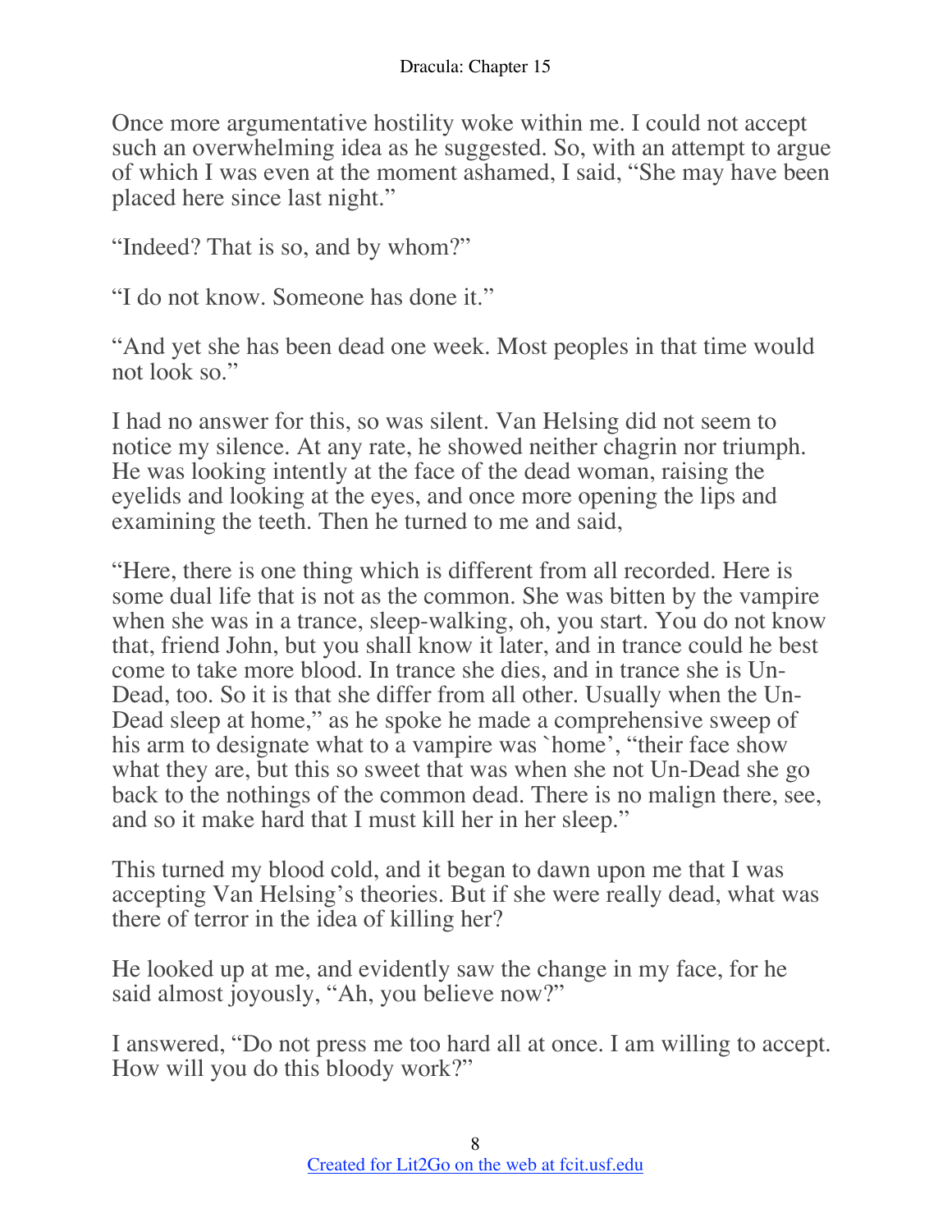Once more argumentative hostility woke within me. I could not accept such an overwhelming idea as he suggested. So, with an attempt to argue of which I was even at the moment ashamed, I said, "She may have been placed here since last night."

"Indeed? That is so, and by whom?"

"I do not know. Someone has done it."

"And yet she has been dead one week. Most peoples in that time would not look so."

I had no answer for this, so was silent. Van Helsing did not seem to notice my silence. At any rate, he showed neither chagrin nor triumph. He was looking intently at the face of the dead woman, raising the eyelids and looking at the eyes, and once more opening the lips and examining the teeth. Then he turned to me and said,

"Here, there is one thing which is different from all recorded. Here is some dual life that is not as the common. She was bitten by the vampire when she was in a trance, sleep-walking, oh, you start. You do not know that, friend John, but you shall know it later, and in trance could he best come to take more blood. In trance she dies, and in trance she is Un-Dead, too. So it is that she differ from all other. Usually when the Un-Dead sleep at home," as he spoke he made a comprehensive sweep of his arm to designate what to a vampire was `home', "their face show what they are, but this so sweet that was when she not Un-Dead she go back to the nothings of the common dead. There is no malign there, see, and so it make hard that I must kill her in her sleep."

This turned my blood cold, and it began to dawn upon me that I was accepting Van Helsing's theories. But if she were really dead, what was there of terror in the idea of killing her?

He looked up at me, and evidently saw the change in my face, for he said almost joyously, "Ah, you believe now?"

I answered, "Do not press me too hard all at once. I am willing to accept. How will you do this bloody work?"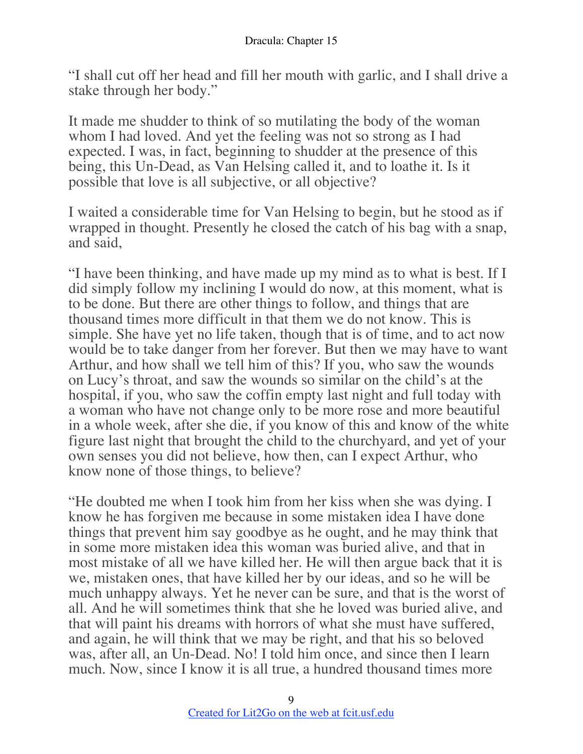"I shall cut off her head and fill her mouth with garlic, and I shall drive a stake through her body."

It made me shudder to think of so mutilating the body of the woman whom I had loved. And yet the feeling was not so strong as I had expected. I was, in fact, beginning to shudder at the presence of this being, this Un-Dead, as Van Helsing called it, and to loathe it. Is it possible that love is all subjective, or all objective?

I waited a considerable time for Van Helsing to begin, but he stood as if wrapped in thought. Presently he closed the catch of his bag with a snap, and said,

"I have been thinking, and have made up my mind as to what is best. If I did simply follow my inclining I would do now, at this moment, what is to be done. But there are other things to follow, and things that are thousand times more difficult in that them we do not know. This is simple. She have yet no life taken, though that is of time, and to act now would be to take danger from her forever. But then we may have to want Arthur, and how shall we tell him of this? If you, who saw the wounds on Lucy's throat, and saw the wounds so similar on the child's at the hospital, if you, who saw the coffin empty last night and full today with a woman who have not change only to be more rose and more beautiful in a whole week, after she die, if you know of this and know of the white figure last night that brought the child to the churchyard, and yet of your own senses you did not believe, how then, can I expect Arthur, who know none of those things, to believe?

"He doubted me when I took him from her kiss when she was dying. I know he has forgiven me because in some mistaken idea I have done things that prevent him say goodbye as he ought, and he may think that in some more mistaken idea this woman was buried alive, and that in most mistake of all we have killed her. He will then argue back that it is we, mistaken ones, that have killed her by our ideas, and so he will be much unhappy always. Yet he never can be sure, and that is the worst of all. And he will sometimes think that she he loved was buried alive, and that will paint his dreams with horrors of what she must have suffered, and again, he will think that we may be right, and that his so beloved was, after all, an Un-Dead. No! I told him once, and since then I learn much. Now, since I know it is all true, a hundred thousand times more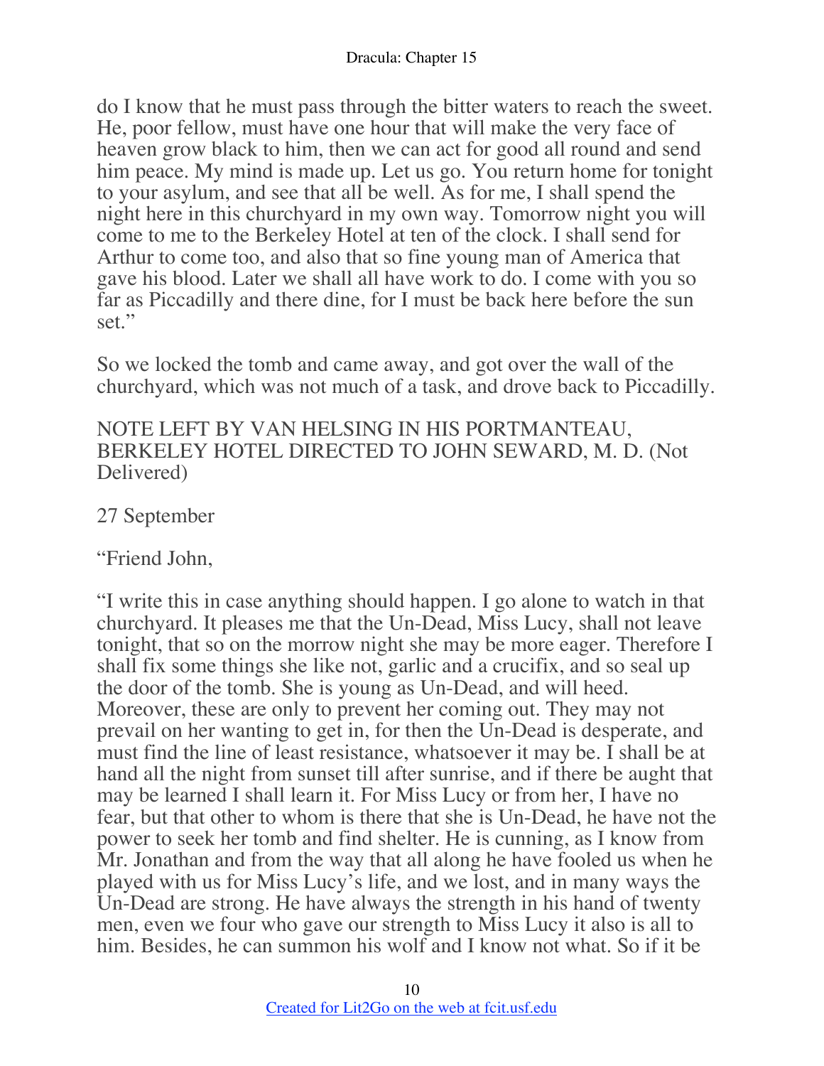do I know that he must pass through the bitter waters to reach the sweet. He, poor fellow, must have one hour that will make the very face of heaven grow black to him, then we can act for good all round and send him peace. My mind is made up. Let us go. You return home for tonight to your asylum, and see that all be well. As for me, I shall spend the night here in this churchyard in my own way. Tomorrow night you will come to me to the Berkeley Hotel at ten of the clock. I shall send for Arthur to come too, and also that so fine young man of America that gave his blood. Later we shall all have work to do. I come with you so far as Piccadilly and there dine, for I must be back here before the sun set."

So we locked the tomb and came away, and got over the wall of the churchyard, which was not much of a task, and drove back to Piccadilly.

NOTE LEFT BY VAN HELSING IN HIS PORTMANTEAU, BERKELEY HOTEL DIRECTED TO JOHN SEWARD, M. D. (Not Delivered)

27 September

"Friend John,

"I write this in case anything should happen. I go alone to watch in that churchyard. It pleases me that the Un-Dead, Miss Lucy, shall not leave tonight, that so on the morrow night she may be more eager. Therefore I shall fix some things she like not, garlic and a crucifix, and so seal up the door of the tomb. She is young as Un-Dead, and will heed. Moreover, these are only to prevent her coming out. They may not prevail on her wanting to get in, for then the Un-Dead is desperate, and must find the line of least resistance, whatsoever it may be. I shall be at hand all the night from sunset till after sunrise, and if there be aught that may be learned I shall learn it. For Miss Lucy or from her, I have no fear, but that other to whom is there that she is Un-Dead, he have not the power to seek her tomb and find shelter. He is cunning, as I know from Mr. Jonathan and from the way that all along he have fooled us when he played with us for Miss Lucy's life, and we lost, and in many ways the Un-Dead are strong. He have always the strength in his hand of twenty men, even we four who gave our strength to Miss Lucy it also is all to him. Besides, he can summon his wolf and I know not what. So if it be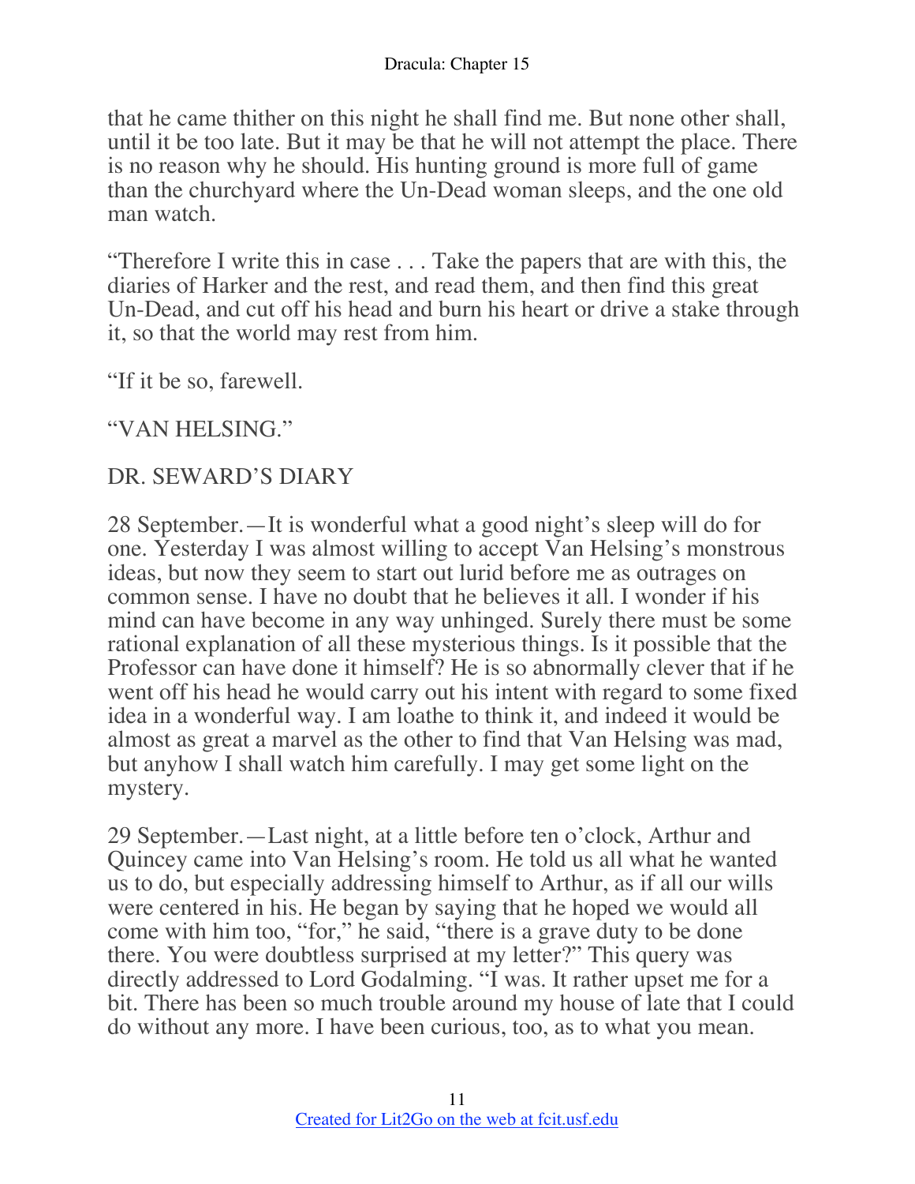that he came thither on this night he shall find me. But none other shall, until it be too late. But it may be that he will not attempt the place. There is no reason why he should. His hunting ground is more full of game than the churchyard where the Un-Dead woman sleeps, and the one old man watch.

"Therefore I write this in case . . . Take the papers that are with this, the diaries of Harker and the rest, and read them, and then find this great Un-Dead, and cut off his head and burn his heart or drive a stake through it, so that the world may rest from him.

"If it be so, farewell.

"VAN HELSING."

DR. SEWARD'S DIARY

28 September.—It is wonderful what a good night's sleep will do for one. Yesterday I was almost willing to accept Van Helsing's monstrous ideas, but now they seem to start out lurid before me as outrages on common sense. I have no doubt that he believes it all. I wonder if his mind can have become in any way unhinged. Surely there must be some rational explanation of all these mysterious things. Is it possible that the Professor can have done it himself? He is so abnormally clever that if he went off his head he would carry out his intent with regard to some fixed idea in a wonderful way. I am loathe to think it, and indeed it would be almost as great a marvel as the other to find that Van Helsing was mad, but anyhow I shall watch him carefully. I may get some light on the mystery.

29 September.—Last night, at a little before ten o'clock, Arthur and Quincey came into Van Helsing's room. He told us all what he wanted us to do, but especially addressing himself to Arthur, as if all our wills were centered in his. He began by saying that he hoped we would all come with him too, "for," he said, "there is a grave duty to be done there. You were doubtless surprised at my letter?" This query was directly addressed to Lord Godalming. "I was. It rather upset me for a bit. There has been so much trouble around my house of late that I could do without any more. I have been curious, too, as to what you mean.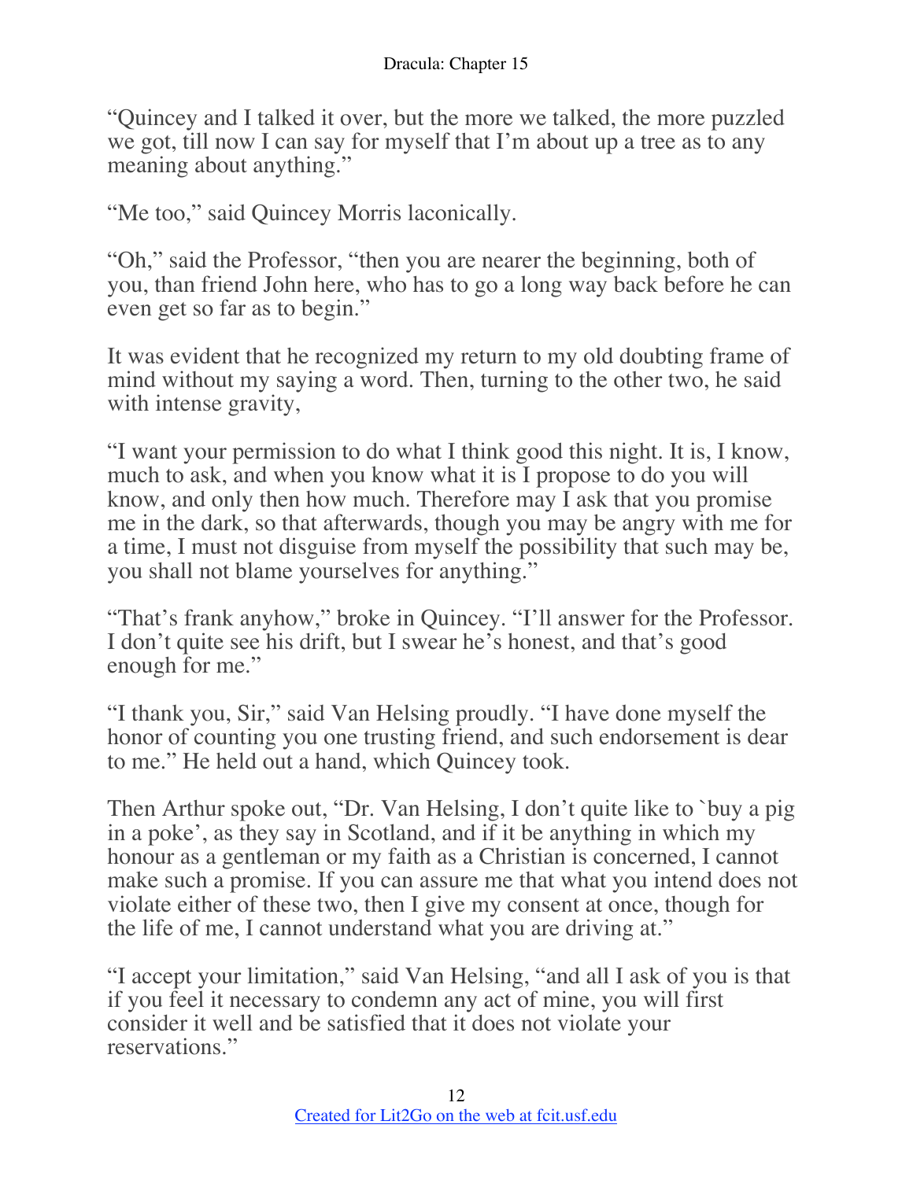"Quincey and I talked it over, but the more we talked, the more puzzled we got, till now I can say for myself that I'm about up a tree as to any meaning about anything."

"Me too," said Quincey Morris laconically.

"Oh," said the Professor, "then you are nearer the beginning, both of you, than friend John here, who has to go a long way back before he can even get so far as to begin."

It was evident that he recognized my return to my old doubting frame of mind without my saying a word. Then, turning to the other two, he said with intense gravity,

"I want your permission to do what I think good this night. It is, I know, much to ask, and when you know what it is I propose to do you will know, and only then how much. Therefore may I ask that you promise me in the dark, so that afterwards, though you may be angry with me for a time, I must not disguise from myself the possibility that such may be, you shall not blame yourselves for anything."

"That's frank anyhow," broke in Quincey. "I'll answer for the Professor. I don't quite see his drift, but I swear he's honest, and that's good enough for me."

"I thank you, Sir," said Van Helsing proudly. "I have done myself the honor of counting you one trusting friend, and such endorsement is dear to me." He held out a hand, which Quincey took.

Then Arthur spoke out, "Dr. Van Helsing, I don't quite like to `buy a pig in a poke', as they say in Scotland, and if it be anything in which my honour as a gentleman or my faith as a Christian is concerned, I cannot make such a promise. If you can assure me that what you intend does not violate either of these two, then I give my consent at once, though for the life of me, I cannot understand what you are driving at."

"I accept your limitation," said Van Helsing, "and all I ask of you is that if you feel it necessary to condemn any act of mine, you will first consider it well and be satisfied that it does not violate your reservations."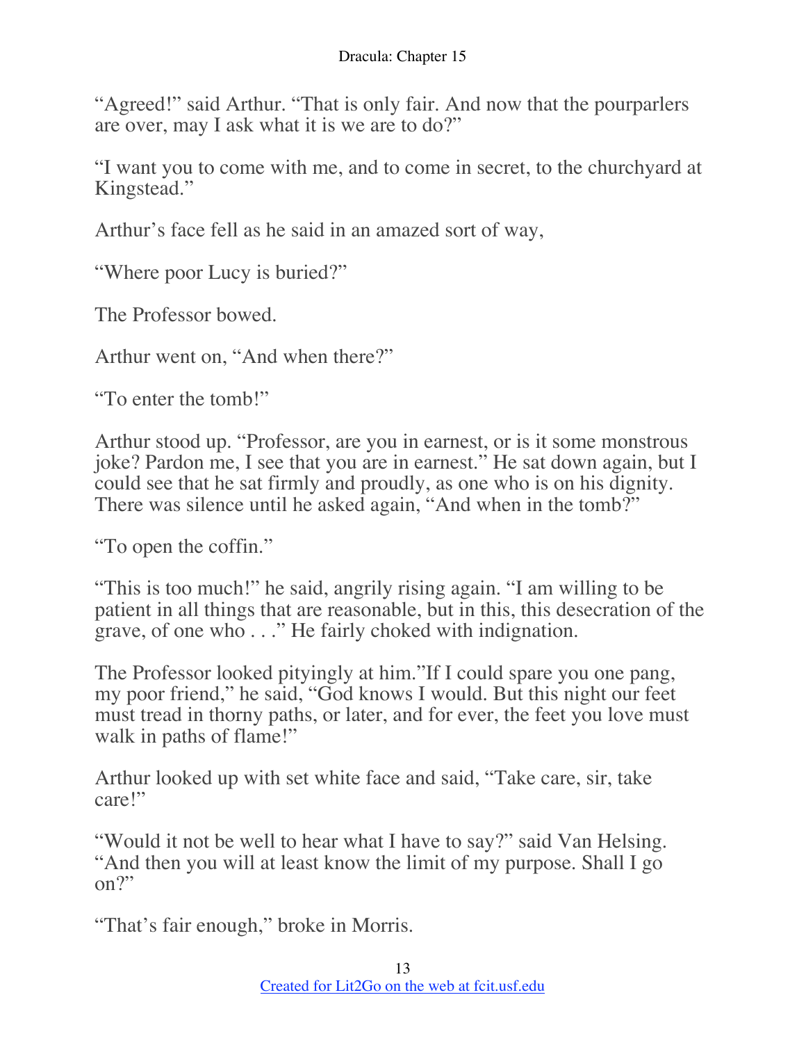"Agreed!" said Arthur. "That is only fair. And now that the pourparlers are over, may I ask what it is we are to do?"

"I want you to come with me, and to come in secret, to the churchyard at Kingstead."

Arthur's face fell as he said in an amazed sort of way,

"Where poor Lucy is buried?"

The Professor bowed.

Arthur went on, "And when there?"

"To enter the tomb!"

Arthur stood up. "Professor, are you in earnest, or is it some monstrous joke? Pardon me, I see that you are in earnest." He sat down again, but I could see that he sat firmly and proudly, as one who is on his dignity. There was silence until he asked again, "And when in the tomb?"

"To open the coffin."

"This is too much!" he said, angrily rising again. "I am willing to be patient in all things that are reasonable, but in this, this desecration of the grave, of one who . . ." He fairly choked with indignation.

The Professor looked pityingly at him."If I could spare you one pang, my poor friend," he said, "God knows I would. But this night our feet must tread in thorny paths, or later, and for ever, the feet you love must walk in paths of flame!"

Arthur looked up with set white face and said, "Take care, sir, take care!"

"Would it not be well to hear what I have to say?" said Van Helsing. "And then you will at least know the limit of my purpose. Shall I go on?"

"That's fair enough," broke in Morris.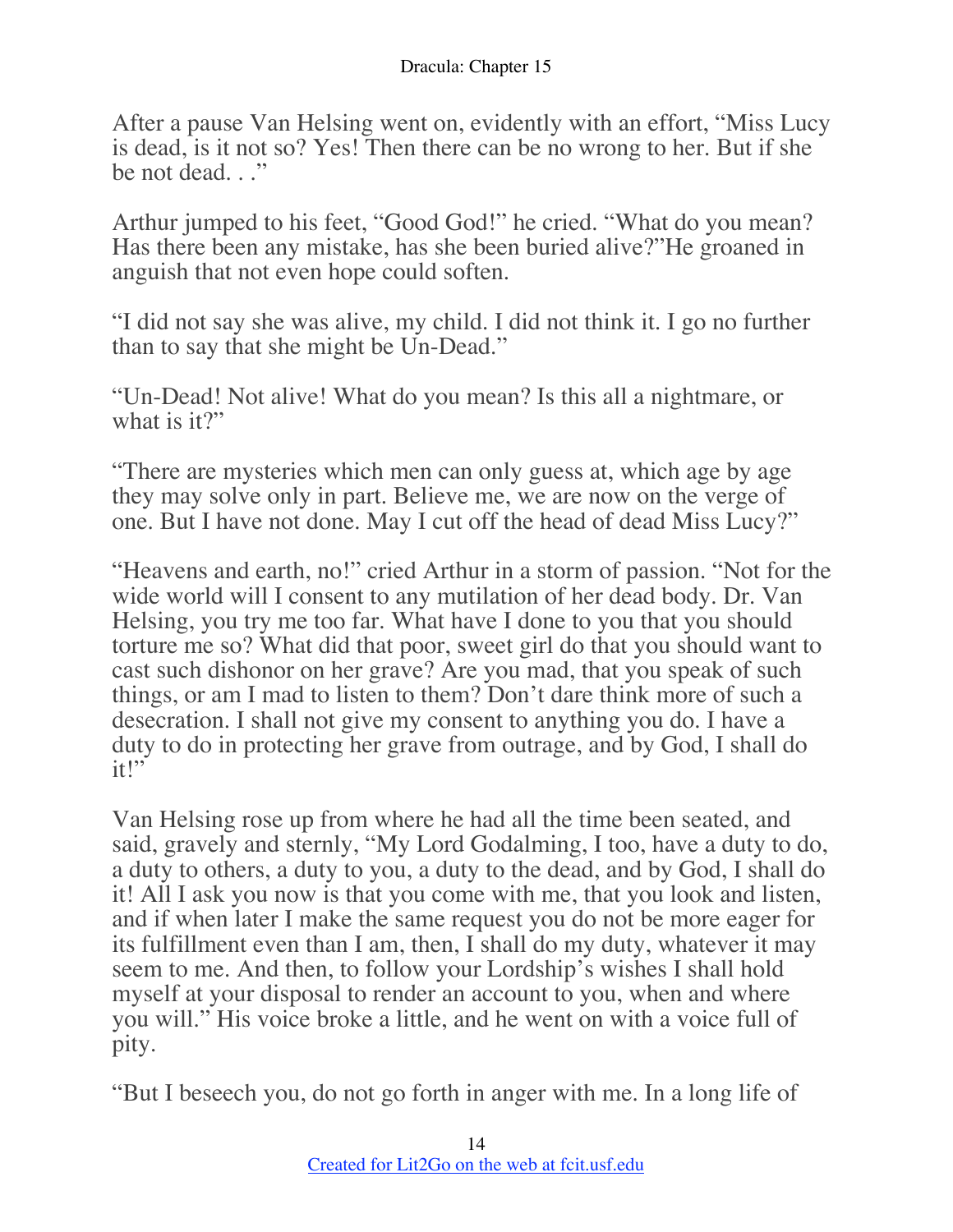After a pause Van Helsing went on, evidently with an effort, "Miss Lucy is dead, is it not so? Yes! Then there can be no wrong to her. But if she be not dead. . ."

Arthur jumped to his feet, "Good God!" he cried. "What do you mean? Has there been any mistake, has she been buried alive?"He groaned in anguish that not even hope could soften.

"I did not say she was alive, my child. I did not think it. I go no further than to say that she might be Un-Dead."

"Un-Dead! Not alive! What do you mean? Is this all a nightmare, or what is it?"

"There are mysteries which men can only guess at, which age by age they may solve only in part. Believe me, we are now on the verge of one. But I have not done. May I cut off the head of dead Miss Lucy?"

"Heavens and earth, no!" cried Arthur in a storm of passion. "Not for the wide world will I consent to any mutilation of her dead body. Dr. Van Helsing, you try me too far. What have I done to you that you should torture me so? What did that poor, sweet girl do that you should want to cast such dishonor on her grave? Are you mad, that you speak of such things, or am I mad to listen to them? Don't dare think more of such a desecration. I shall not give my consent to anything you do. I have a duty to do in protecting her grave from outrage, and by God, I shall do it!"

Van Helsing rose up from where he had all the time been seated, and said, gravely and sternly, "My Lord Godalming, I too, have a duty to do, a duty to others, a duty to you, a duty to the dead, and by God, I shall do it! All I ask you now is that you come with me, that you look and listen, and if when later I make the same request you do not be more eager for its fulfillment even than I am, then, I shall do my duty, whatever it may seem to me. And then, to follow your Lordship's wishes I shall hold myself at your disposal to render an account to you, when and where you will." His voice broke a little, and he went on with a voice full of pity.

"But I beseech you, do not go forth in anger with me. In a long life of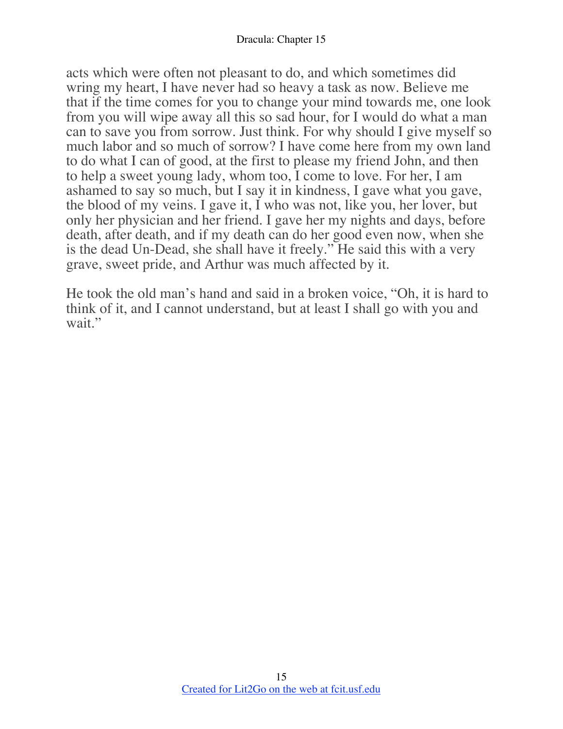acts which were often not pleasant to do, and which sometimes did wring my heart, I have never had so heavy a task as now. Believe me that if the time comes for you to change your mind towards me, one look from you will wipe away all this so sad hour, for I would do what a man can to save you from sorrow. Just think. For why should I give myself so much labor and so much of sorrow? I have come here from my own land to do what I can of good, at the first to please my friend John, and then to help a sweet young lady, whom too, I come to love. For her, I am ashamed to say so much, but I say it in kindness, I gave what you gave, the blood of my veins. I gave it, I who was not, like you, her lover, but only her physician and her friend. I gave her my nights and days, before death, after death, and if my death can do her good even now, when she is the dead Un-Dead, she shall have it freely." He said this with a very grave, sweet pride, and Arthur was much affected by it.

He took the old man's hand and said in a broken voice, "Oh, it is hard to think of it, and I cannot understand, but at least I shall go with you and wait."